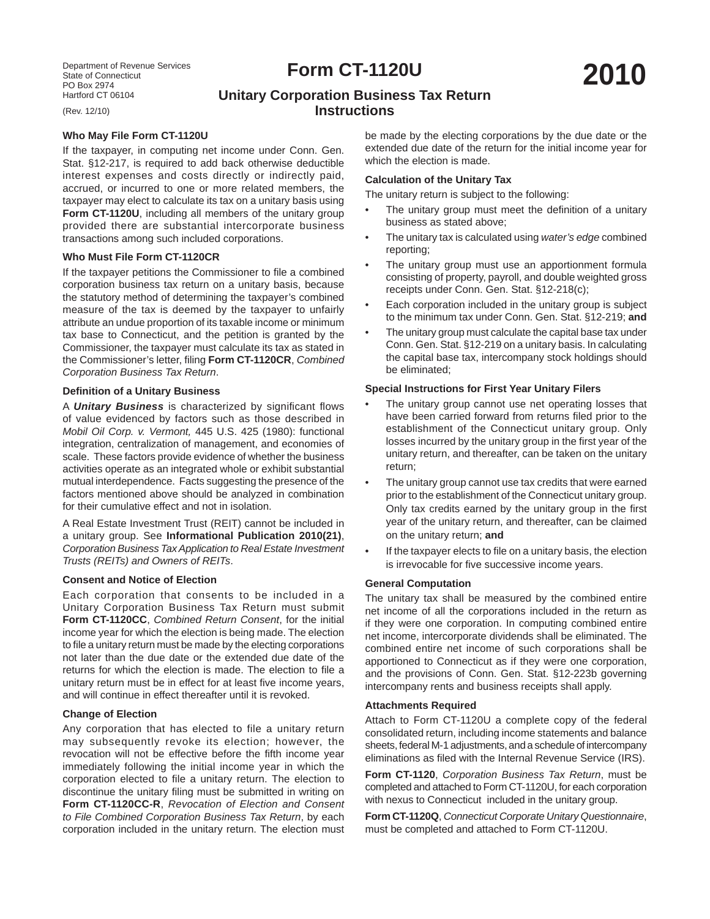Department of Revenue Services
State of Connecticut
PO Box 2974
Hartford CT 06104

(Rev. 12/10)

# Form CT-1120U

# 2010

## Unitary Corporation Business Tax Return Instructions

### Who May File Form CT-1120U

If the taxpayer, in computing net income under Conn. Gen. Stat. §12-217, is required to add back otherwise deductible interest expenses and costs directly or indirectly paid, accrued, or incurred to one or more related members, the taxpayer may elect to calculate its tax on a unitary basis using **Form CT-1120U**, including all members of the unitary group provided there are substantial intercorporate business transactions among such included corporations.

### Who Must File Form CT-1120CR

If the taxpayer petitions the Commissioner to file a combined corporation business tax return on a unitary basis, because the statutory method of determining the taxpayer's combined measure of the tax is deemed by the taxpayer to unfairly attribute an undue proportion of its taxable income or minimum tax base to Connecticut, and the petition is granted by the Commissioner, the taxpayer must calculate its tax as stated in the Commissioner's letter, filing **Form CT-1120CR**, *Combined Corporation Business Tax Return*.

### Definition of a Unitary Business

A ***Unitary Business*** is characterized by significant flows of value evidenced by factors such as those described in *Mobil Oil Corp. v. Vermont,* 445 U.S. 425 (1980): functional integration, centralization of management, and economies of scale. These factors provide evidence of whether the business activities operate as an integrated whole or exhibit substantial mutual interdependence. Facts suggesting the presence of the factors mentioned above should be analyzed in combination for their cumulative effect and not in isolation.

A Real Estate Investment Trust (REIT) cannot be included in a unitary group. See **Informational Publication 2010(21)**, *Corporation Business Tax Application to Real Estate Investment Trusts (REITs) and Owners of REITs*.

### Consent and Notice of Election

Each corporation that consents to be included in a Unitary Corporation Business Tax Return must submit **Form CT-1120CC**, *Combined Return Consent*, for the initial income year for which the election is being made. The election to file a unitary return must be made by the electing corporations not later than the due date or the extended due date of the returns for which the election is made. The election to file a unitary return must be in effect for at least five income years, and will continue in effect thereafter until it is revoked.

### Change of Election

Any corporation that has elected to file a unitary return may subsequently revoke its election; however, the revocation will not be effective before the fifth income year immediately following the initial income year in which the corporation elected to file a unitary return. The election to discontinue the unitary filing must be submitted in writing on **Form CT-1120CC-R**, *Revocation of Election and Consent to File Combined Corporation Business Tax Return*, by each corporation included in the unitary return. The election must be made by the electing corporations by the due date or the extended due date of the return for the initial income year for which the election is made.

### Calculation of the Unitary Tax

The unitary return is subject to the following:

- The unitary group must meet the definition of a unitary business as stated above;
- The unitary tax is calculated using *water's edge* combined reporting;
- The unitary group must use an apportionment formula consisting of property, payroll, and double weighted gross receipts under Conn. Gen. Stat. §12-218(c);
- Each corporation included in the unitary group is subject to the minimum tax under Conn. Gen. Stat. §12-219; **and**
- The unitary group must calculate the capital base tax under Conn. Gen. Stat. §12-219 on a unitary basis. In calculating the capital base tax, intercompany stock holdings should be eliminated;

### Special Instructions for First Year Unitary Filers

- The unitary group cannot use net operating losses that have been carried forward from returns filed prior to the establishment of the Connecticut unitary group. Only losses incurred by the unitary group in the first year of the unitary return, and thereafter, can be taken on the unitary return;
- The unitary group cannot use tax credits that were earned prior to the establishment of the Connecticut unitary group. Only tax credits earned by the unitary group in the first year of the unitary return, and thereafter, can be claimed on the unitary return; **and**
- If the taxpayer elects to file on a unitary basis, the election is irrevocable for five successive income years.

### General Computation

The unitary tax shall be measured by the combined entire net income of all the corporations included in the return as if they were one corporation. In computing combined entire net income, intercorporate dividends shall be eliminated. The combined entire net income of such corporations shall be apportioned to Connecticut as if they were one corporation, and the provisions of Conn. Gen. Stat. §12-223b governing intercompany rents and business receipts shall apply.

### Attachments Required

Attach to Form CT-1120U a complete copy of the federal consolidated return, including income statements and balance sheets, federal M-1 adjustments, and a schedule of intercompany eliminations as filed with the Internal Revenue Service (IRS).

**Form CT-1120**, *Corporation Business Tax Return*, must be completed and attached to Form CT-1120U, for each corporation with nexus to Connecticut included in the unitary group.

**Form CT-1120Q**, *Connecticut Corporate Unitary Questionnaire*, must be completed and attached to Form CT-1120U.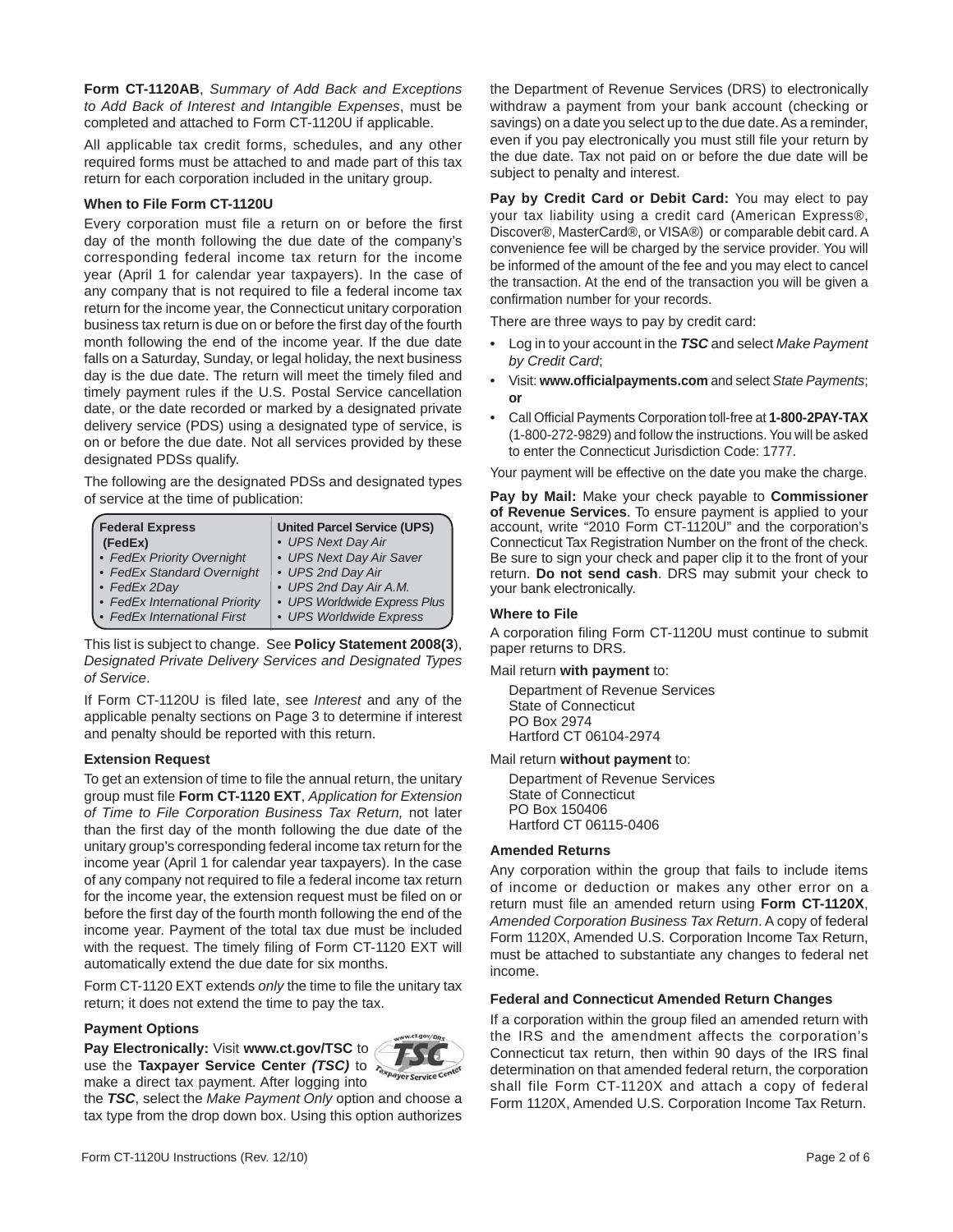**Form CT-1120AB**, *Summary of Add Back and Exceptions to Add Back of Interest and Intangible Expenses*, must be completed and attached to Form CT-1120U if applicable.

All applicable tax credit forms, schedules, and any other required forms must be attached to and made part of this tax return for each corporation included in the unitary group.

### When to File Form CT-1120U

Every corporation must file a return on or before the first day of the month following the due date of the company's corresponding federal income tax return for the income year (April 1 for calendar year taxpayers). In the case of any company that is not required to file a federal income tax return for the income year, the Connecticut unitary corporation business tax return is due on or before the first day of the fourth month following the end of the income year. If the due date falls on a Saturday, Sunday, or legal holiday, the next business day is the due date. The return will meet the timely filed and timely payment rules if the U.S. Postal Service cancellation date, or the date recorded or marked by a designated private delivery service (PDS) using a designated type of service, is on or before the due date. Not all services provided by these designated PDSs qualify.

The following are the designated PDSs and designated types of service at the time of publication:

| Federal Express (FedEx) | United Parcel Service (UPS) |
|---|---|
| • *FedEx Priority Overnight* | • *UPS Next Day Air* |
| • *FedEx Standard Overnight* | • *UPS Next Day Air Saver* |
| • *FedEx 2Day* | • *UPS 2nd Day Air* |
| • *FedEx International Priority* | • *UPS 2nd Day Air A.M.* |
| • *FedEx International First* | • *UPS Worldwide Express Plus* |
| | • *UPS Worldwide Express* |

This list is subject to change. See **Policy Statement 2008(3**), *Designated Private Delivery Services and Designated Types of Service*.

If Form CT-1120U is filed late, see *Interest* and any of the applicable penalty sections on Page 3 to determine if interest and penalty should be reported with this return.

### Extension Request

To get an extension of time to file the annual return, the unitary group must file **Form CT-1120 EXT**, *Application for Extension of Time to File Corporation Business Tax Return,* not later than the first day of the month following the due date of the unitary group's corresponding federal income tax return for the income year (April 1 for calendar year taxpayers). In the case of any company not required to file a federal income tax return for the income year, the extension request must be filed on or before the first day of the fourth month following the end of the income year. Payment of the total tax due must be included with the request. The timely filing of Form CT-1120 EXT will automatically extend the due date for six months.

Form CT-1120 EXT extends *only* the time to file the unitary tax return; it does not extend the time to pay the tax.

### Payment Options

**Pay Electronically:** Visit **www.ct.gov/TSC** to use the **Taxpayer Service Center *(TSC)*** to make a direct tax payment. After logging into the ***TSC***, select the *Make Payment Only* option and choose a tax type from the drop down box. Using this option authorizes the Department of Revenue Services (DRS) to electronically withdraw a payment from your bank account (checking or savings) on a date you select up to the due date. As a reminder, even if you pay electronically you must still file your return by the due date. Tax not paid on or before the due date will be subject to penalty and interest.

**Pay by Credit Card or Debit Card:** You may elect to pay your tax liability using a credit card (American Express®, Discover®, MasterCard®, or VISA®) or comparable debit card. A convenience fee will be charged by the service provider. You will be informed of the amount of the fee and you may elect to cancel the transaction. At the end of the transaction you will be given a confirmation number for your records.

There are three ways to pay by credit card:

- Log in to your account in the ***TSC*** and select *Make Payment by Credit Card*;
- Visit: **www.officialpayments.com** and select *State Payments*; **or**
- Call Official Payments Corporation toll-free at **1-800-2PAY-TAX** (1-800-272-9829) and follow the instructions. You will be asked to enter the Connecticut Jurisdiction Code: 1777.

Your payment will be effective on the date you make the charge.

**Pay by Mail:** Make your check payable to **Commissioner of Revenue Services**. To ensure payment is applied to your account, write "2010 Form CT-1120U" and the corporation's Connecticut Tax Registration Number on the front of the check. Be sure to sign your check and paper clip it to the front of your return. **Do not send cash**. DRS may submit your check to your bank electronically.

### Where to File

A corporation filing Form CT-1120U must continue to submit paper returns to DRS.

Mail return **with payment** to:

Department of Revenue Services
State of Connecticut
PO Box 2974
Hartford CT 06104-2974

Mail return **without payment** to:

Department of Revenue Services
State of Connecticut
PO Box 150406
Hartford CT 06115-0406

### Amended Returns

Any corporation within the group that fails to include items of income or deduction or makes any other error on a return must file an amended return using **Form CT-1120X**, *Amended Corporation Business Tax Return*. A copy of federal Form 1120X, Amended U.S. Corporation Income Tax Return, must be attached to substantiate any changes to federal net income.

### Federal and Connecticut Amended Return Changes

If a corporation within the group filed an amended return with the IRS and the amendment affects the corporation's Connecticut tax return, then within 90 days of the IRS final determination on that amended federal return, the corporation shall file Form CT-1120X and attach a copy of federal Form 1120X, Amended U.S. Corporation Income Tax Return.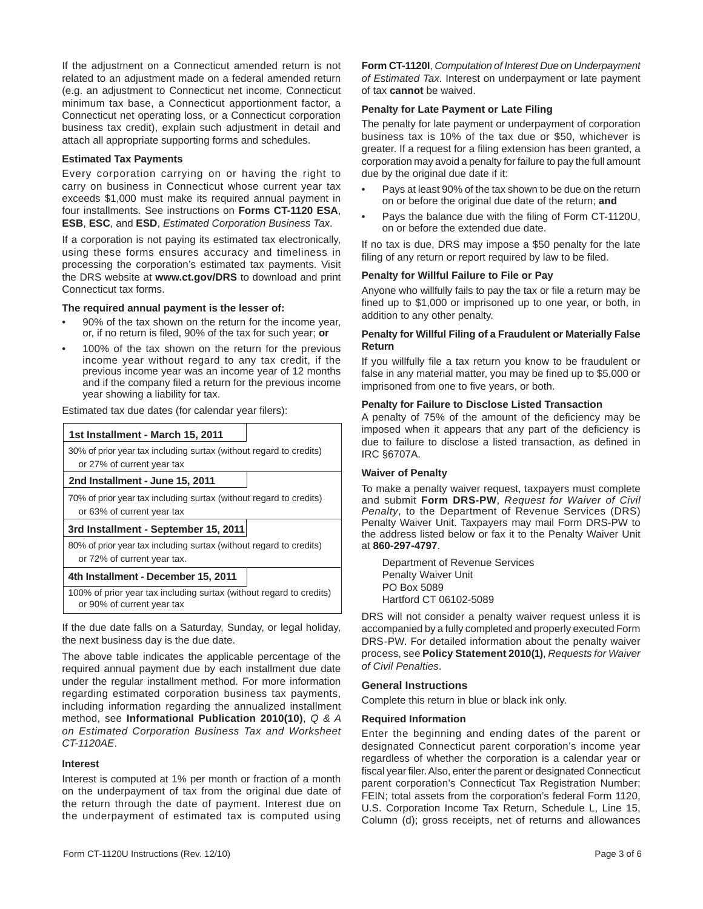If the adjustment on a Connecticut amended return is not related to an adjustment made on a federal amended return (e.g. an adjustment to Connecticut net income, Connecticut minimum tax base, a Connecticut apportionment factor, a Connecticut net operating loss, or a Connecticut corporation business tax credit), explain such adjustment in detail and attach all appropriate supporting forms and schedules.

### Estimated Tax Payments

Every corporation carrying on or having the right to carry on business in Connecticut whose current year tax exceeds $1,000 must make its required annual payment in four installments. See instructions on **Forms CT-1120 ESA**, **ESB**, **ESC**, and **ESD**, *Estimated Corporation Business Tax*.

If a corporation is not paying its estimated tax electronically, using these forms ensures accuracy and timeliness in processing the corporation's estimated tax payments. Visit the DRS website at **www.ct.gov/DRS** to download and print Connecticut tax forms.

**The required annual payment is the lesser of:**

- 90% of the tax shown on the return for the income year, or, if no return is filed, 90% of the tax for such year; **or**
- 100% of the tax shown on the return for the previous income year without regard to any tax credit, if the previous income year was an income year of 12 months and if the company filed a return for the previous income year showing a liability for tax.

Estimated tax due dates (for calendar year filers):

| Installment | Amount |
|---|---|
| **1st Installment - March 15, 2011** | 30% of prior year tax including surtax (without regard to credits) or 27% of current year tax |
| **2nd Installment - June 15, 2011** | 70% of prior year tax including surtax (without regard to credits) or 63% of current year tax |
| **3rd Installment - September 15, 2011** | 80% of prior year tax including surtax (without regard to credits) or 72% of current year tax. |
| **4th Installment - December 15, 2011** | 100% of prior year tax including surtax (without regard to credits) or 90% of current year tax |

If the due date falls on a Saturday, Sunday, or legal holiday, the next business day is the due date.

The above table indicates the applicable percentage of the required annual payment due by each installment due date under the regular installment method. For more information regarding estimated corporation business tax payments, including information regarding the annualized installment method, see **Informational Publication 2010(10)**, *Q & A on Estimated Corporation Business Tax and Worksheet CT-1120AE*.

### Interest

Interest is computed at 1% per month or fraction of a month on the underpayment of tax from the original due date of the return through the date of payment. Interest due on the underpayment of estimated tax is computed using **Form CT-1120I**, *Computation of Interest Due on Underpayment of Estimated Tax*. Interest on underpayment or late payment of tax **cannot** be waived.

### Penalty for Late Payment or Late Filing

The penalty for late payment or underpayment of corporation business tax is 10% of the tax due or $50, whichever is greater. If a request for a filing extension has been granted, a corporation may avoid a penalty for failure to pay the full amount due by the original due date if it:

- Pays at least 90% of the tax shown to be due on the return on or before the original due date of the return; **and**
- Pays the balance due with the filing of Form CT-1120U, on or before the extended due date.

If no tax is due, DRS may impose a $50 penalty for the late filing of any return or report required by law to be filed.

### Penalty for Willful Failure to File or Pay

Anyone who willfully fails to pay the tax or file a return may be fined up to $1,000 or imprisoned up to one year, or both, in addition to any other penalty.

### Penalty for Willful Filing of a Fraudulent or Materially False Return

If you willfully file a tax return you know to be fraudulent or false in any material matter, you may be fined up to $5,000 or imprisoned from one to five years, or both.

### Penalty for Failure to Disclose Listed Transaction

A penalty of 75% of the amount of the deficiency may be imposed when it appears that any part of the deficiency is due to failure to disclose a listed transaction, as defined in IRC §6707A.

### Waiver of Penalty

To make a penalty waiver request, taxpayers must complete and submit **Form DRS-PW**, *Request for Waiver of Civil Penalty*, to the Department of Revenue Services (DRS) Penalty Waiver Unit. Taxpayers may mail Form DRS-PW to the address listed below or fax it to the Penalty Waiver Unit at **860-297-4797**.

Department of Revenue Services
Penalty Waiver Unit
PO Box 5089
Hartford CT 06102-5089

DRS will not consider a penalty waiver request unless it is accompanied by a fully completed and properly executed Form DRS-PW. For detailed information about the penalty waiver process, see **Policy Statement 2010(1)**, *Requests for Waiver of Civil Penalties*.

## General Instructions

Complete this return in blue or black ink only.

### Required Information

Enter the beginning and ending dates of the parent or designated Connecticut parent corporation's income year regardless of whether the corporation is a calendar year or fiscal year filer. Also, enter the parent or designated Connecticut parent corporation's Connecticut Tax Registration Number; FEIN; total assets from the corporation's federal Form 1120, U.S. Corporation Income Tax Return, Schedule L, Line 15, Column (d); gross receipts, net of returns and allowances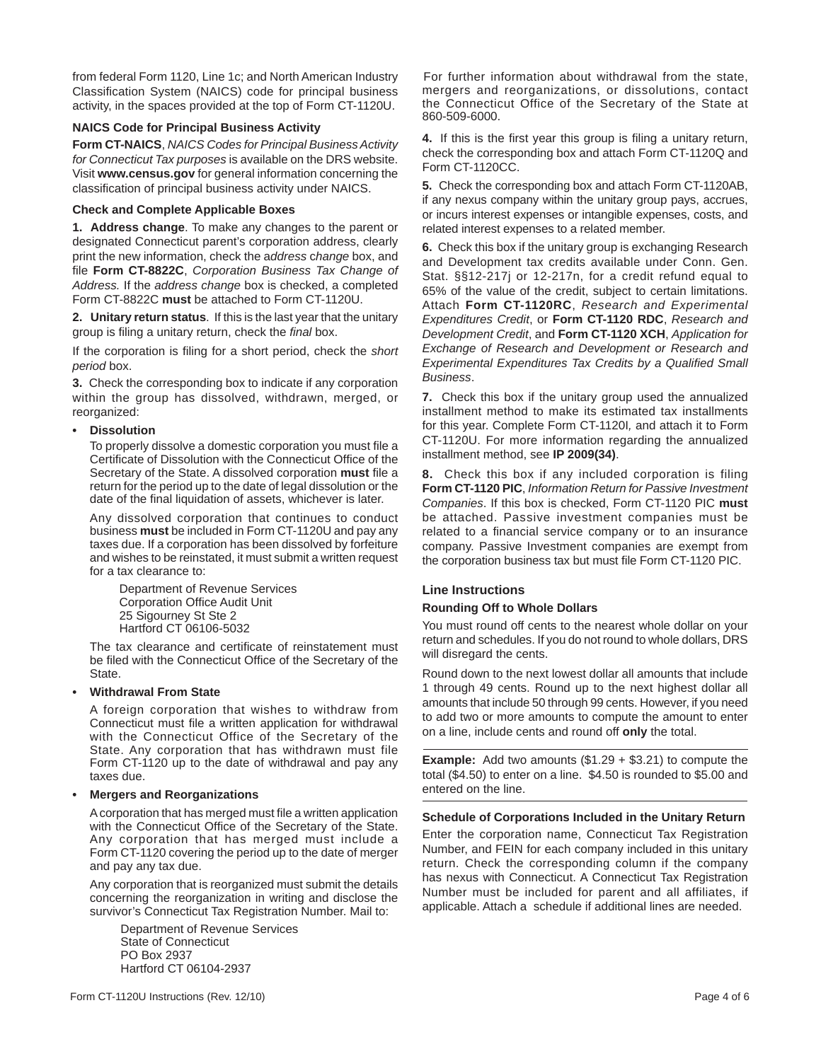from federal Form 1120, Line 1c; and North American Industry Classification System (NAICS) code for principal business activity, in the spaces provided at the top of Form CT-1120U.

### NAICS Code for Principal Business Activity

**Form CT-NAICS**, *NAICS Codes for Principal Business Activity for Connecticut Tax purposes* is available on the DRS website. Visit **www.census.gov** for general information concerning the classification of principal business activity under NAICS.

### Check and Complete Applicable Boxes

**1. Address change**. To make any changes to the parent or designated Connecticut parent's corporation address, clearly print the new information, check the *address change* box, and file **Form CT-8822C**, *Corporation Business Tax Change of Address.* If the *address change* box is checked, a completed Form CT-8822C **must** be attached to Form CT-1120U.

**2. Unitary return status**. If this is the last year that the unitary group is filing a unitary return, check the *final* box.

If the corporation is filing for a short period, check the *short period* box.

**3.** Check the corresponding box to indicate if any corporation within the group has dissolved, withdrawn, merged, or reorganized:

- **Dissolution**

  To properly dissolve a domestic corporation you must file a Certificate of Dissolution with the Connecticut Office of the Secretary of the State. A dissolved corporation **must** file a return for the period up to the date of legal dissolution or the date of the final liquidation of assets, whichever is later.

  Any dissolved corporation that continues to conduct business **must** be included in Form CT-1120U and pay any taxes due. If a corporation has been dissolved by forfeiture and wishes to be reinstated, it must submit a written request for a tax clearance to:

  Department of Revenue Services
  Corporation Office Audit Unit
  25 Sigourney St Ste 2
  Hartford CT 06106-5032

  The tax clearance and certificate of reinstatement must be filed with the Connecticut Office of the Secretary of the State.

- **Withdrawal From State**

  A foreign corporation that wishes to withdraw from Connecticut must file a written application for withdrawal with the Connecticut Office of the Secretary of the State. Any corporation that has withdrawn must file Form CT-1120 up to the date of withdrawal and pay any taxes due.

- **Mergers and Reorganizations**

  A corporation that has merged must file a written application with the Connecticut Office of the Secretary of the State. Any corporation that has merged must include a Form CT-1120 covering the period up to the date of merger and pay any tax due.

  Any corporation that is reorganized must submit the details concerning the reorganization in writing and disclose the survivor's Connecticut Tax Registration Number. Mail to:

  Department of Revenue Services
  State of Connecticut
  PO Box 2937
  Hartford CT 06104-2937

For further information about withdrawal from the state, mergers and reorganizations, or dissolutions, contact the Connecticut Office of the Secretary of the State at 860-509-6000.

**4.** If this is the first year this group is filing a unitary return, check the corresponding box and attach Form CT-1120Q and Form CT-1120CC.

**5.** Check the corresponding box and attach Form CT-1120AB, if any nexus company within the unitary group pays, accrues, or incurs interest expenses or intangible expenses, costs, and related interest expenses to a related member.

**6.** Check this box if the unitary group is exchanging Research and Development tax credits available under Conn. Gen. Stat. §§12-217j or 12-217n, for a credit refund equal to 65% of the value of the credit, subject to certain limitations. Attach **Form CT-1120RC**, *Research and Experimental Expenditures Credit*, or **Form CT-1120 RDC**, *Research and Development Credit*, and **Form CT-1120 XCH**, *Application for Exchange of Research and Development or Research and Experimental Expenditures Tax Credits by a Qualified Small Business*.

**7.** Check this box if the unitary group used the annualized installment method to make its estimated tax installments for this year. Complete Form CT-1120I, and attach it to Form CT-1120U. For more information regarding the annualized installment method, see **IP 2009(34)**.

**8.** Check this box if any included corporation is filing **Form CT-1120 PIC**, *Information Return for Passive Investment Companies*. If this box is checked, Form CT-1120 PIC **must** be attached. Passive investment companies must be related to a financial service company or to an insurance company. Passive Investment companies are exempt from the corporation business tax but must file Form CT-1120 PIC.

## Line Instructions

### Rounding Off to Whole Dollars

You must round off cents to the nearest whole dollar on your return and schedules. If you do not round to whole dollars, DRS will disregard the cents.

Round down to the next lowest dollar all amounts that include 1 through 49 cents. Round up to the next highest dollar all amounts that include 50 through 99 cents. However, if you need to add two or more amounts to compute the amount to enter on a line, include cents and round off **only** the total.

**Example:** Add two amounts ($1.29 + $3.21) to compute the total ($4.50) to enter on a line. $4.50 is rounded to $5.00 and entered on the line.

### Schedule of Corporations Included in the Unitary Return

Enter the corporation name, Connecticut Tax Registration Number, and FEIN for each company included in this unitary return. Check the corresponding column if the company has nexus with Connecticut. A Connecticut Tax Registration Number must be included for parent and all affiliates, if applicable. Attach a schedule if additional lines are needed.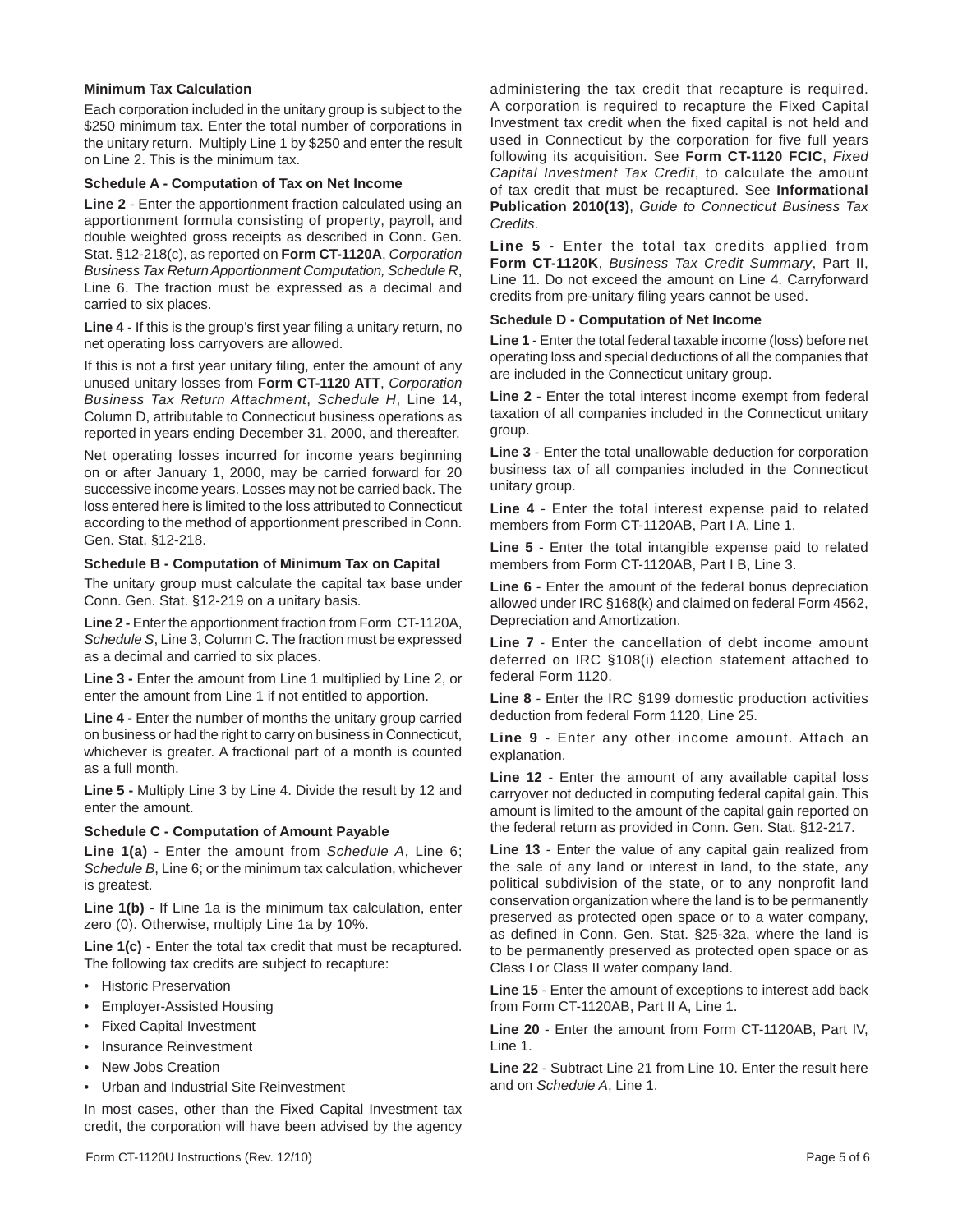### Minimum Tax Calculation

Each corporation included in the unitary group is subject to the $250 minimum tax. Enter the total number of corporations in the unitary return. Multiply Line 1 by $250 and enter the result on Line 2. This is the minimum tax.

### Schedule A - Computation of Tax on Net Income

**Line 2** - Enter the apportionment fraction calculated using an apportionment formula consisting of property, payroll, and double weighted gross receipts as described in Conn. Gen. Stat. §12-218(c), as reported on **Form CT-1120A**, *Corporation Business Tax Return Apportionment Computation, Schedule R*, Line 6. The fraction must be expressed as a decimal and carried to six places.

**Line 4** - If this is the group's first year filing a unitary return, no net operating loss carryovers are allowed.

If this is not a first year unitary filing, enter the amount of any unused unitary losses from **Form CT-1120 ATT**, *Corporation Business Tax Return Attachment*, *Schedule H*, Line 14, Column D, attributable to Connecticut business operations as reported in years ending December 31, 2000, and thereafter.

Net operating losses incurred for income years beginning on or after January 1, 2000, may be carried forward for 20 successive income years. Losses may not be carried back. The loss entered here is limited to the loss attributed to Connecticut according to the method of apportionment prescribed in Conn. Gen. Stat. §12-218.

### Schedule B - Computation of Minimum Tax on Capital

The unitary group must calculate the capital tax base under Conn. Gen. Stat. §12-219 on a unitary basis.

**Line 2 -** Enter the apportionment fraction from Form CT-1120A, *Schedule S*, Line 3, Column C. The fraction must be expressed as a decimal and carried to six places.

**Line 3 -** Enter the amount from Line 1 multiplied by Line 2, or enter the amount from Line 1 if not entitled to apportion.

**Line 4 -** Enter the number of months the unitary group carried on business or had the right to carry on business in Connecticut, whichever is greater. A fractional part of a month is counted as a full month.

**Line 5 -** Multiply Line 3 by Line 4. Divide the result by 12 and enter the amount.

### Schedule C - Computation of Amount Payable

**Line 1(a)** - Enter the amount from *Schedule A*, Line 6; *Schedule B*, Line 6; or the minimum tax calculation, whichever is greatest.

**Line 1(b)** - If Line 1a is the minimum tax calculation, enter zero (0). Otherwise, multiply Line 1a by 10%.

**Line 1(c)** - Enter the total tax credit that must be recaptured. The following tax credits are subject to recapture:

- Historic Preservation
- Employer-Assisted Housing
- Fixed Capital Investment
- Insurance Reinvestment
- New Jobs Creation
- Urban and Industrial Site Reinvestment

In most cases, other than the Fixed Capital Investment tax credit, the corporation will have been advised by the agency administering the tax credit that recapture is required. A corporation is required to recapture the Fixed Capital Investment tax credit when the fixed capital is not held and used in Connecticut by the corporation for five full years following its acquisition. See **Form CT-1120 FCIC**, *Fixed Capital Investment Tax Credit*, to calculate the amount of tax credit that must be recaptured. See **Informational Publication 2010(13)**, *Guide to Connecticut Business Tax Credits*.

**Line 5** - Enter the total tax credits applied from **Form CT-1120K**, *Business Tax Credit Summary*, Part II, Line 11. Do not exceed the amount on Line 4. Carryforward credits from pre-unitary filing years cannot be used.

### Schedule D - Computation of Net Income

**Line 1** - Enter the total federal taxable income (loss) before net operating loss and special deductions of all the companies that are included in the Connecticut unitary group.

**Line 2** - Enter the total interest income exempt from federal taxation of all companies included in the Connecticut unitary group.

**Line 3** - Enter the total unallowable deduction for corporation business tax of all companies included in the Connecticut unitary group.

**Line 4** - Enter the total interest expense paid to related members from Form CT-1120AB, Part I A, Line 1.

**Line 5** - Enter the total intangible expense paid to related members from Form CT-1120AB, Part I B, Line 3.

**Line 6** - Enter the amount of the federal bonus depreciation allowed under IRC §168(k) and claimed on federal Form 4562, Depreciation and Amortization.

**Line 7** - Enter the cancellation of debt income amount deferred on IRC §108(i) election statement attached to federal Form 1120.

**Line 8** - Enter the IRC §199 domestic production activities deduction from federal Form 1120, Line 25.

**Line 9** - Enter any other income amount. Attach an explanation.

**Line 12** - Enter the amount of any available capital loss carryover not deducted in computing federal capital gain. This amount is limited to the amount of the capital gain reported on the federal return as provided in Conn. Gen. Stat. §12-217.

**Line 13** - Enter the value of any capital gain realized from the sale of any land or interest in land, to the state, any political subdivision of the state, or to any nonprofit land conservation organization where the land is to be permanently preserved as protected open space or to a water company, as defined in Conn. Gen. Stat. §25-32a, where the land is to be permanently preserved as protected open space or as Class I or Class II water company land.

**Line 15** - Enter the amount of exceptions to interest add back from Form CT-1120AB, Part II A, Line 1.

**Line 20** - Enter the amount from Form CT-1120AB, Part IV, Line 1.

**Line 22** - Subtract Line 21 from Line 10. Enter the result here and on *Schedule A*, Line 1.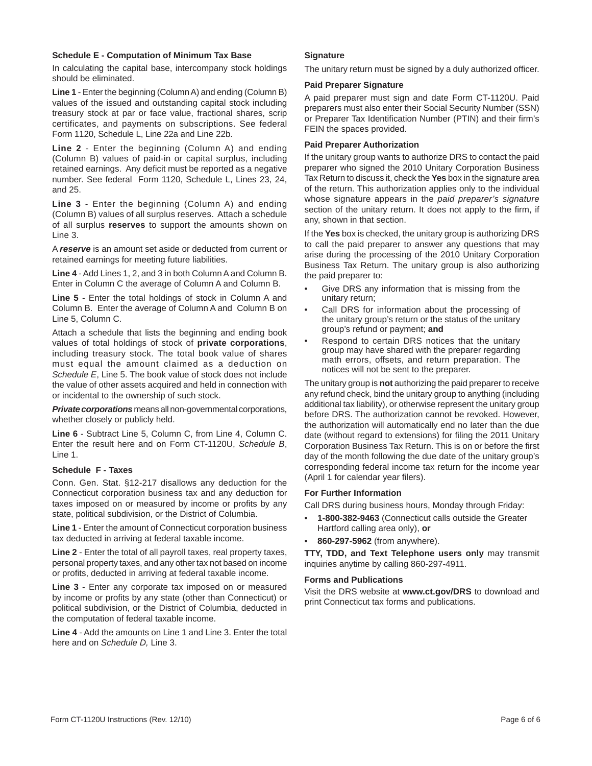### Schedule E - Computation of Minimum Tax Base

In calculating the capital base, intercompany stock holdings should be eliminated.

**Line 1** - Enter the beginning (Column A) and ending (Column B) values of the issued and outstanding capital stock including treasury stock at par or face value, fractional shares, scrip certificates, and payments on subscriptions. See federal Form 1120, Schedule L, Line 22a and Line 22b.

**Line 2** - Enter the beginning (Column A) and ending (Column B) values of paid-in or capital surplus, including retained earnings. Any deficit must be reported as a negative number. See federal Form 1120, Schedule L, Lines 23, 24, and 25.

**Line 3** - Enter the beginning (Column A) and ending (Column B) values of all surplus reserves. Attach a schedule of all surplus **reserves** to support the amounts shown on Line 3.

A ***reserve*** is an amount set aside or deducted from current or retained earnings for meeting future liabilities.

**Line 4** - Add Lines 1, 2, and 3 in both Column A and Column B. Enter in Column C the average of Column A and Column B.

**Line 5** - Enter the total holdings of stock in Column A and Column B. Enter the average of Column A and Column B on Line 5, Column C.

Attach a schedule that lists the beginning and ending book values of total holdings of stock of **private corporations**, including treasury stock. The total book value of shares must equal the amount claimed as a deduction on *Schedule E*, Line 5. The book value of stock does not include the value of other assets acquired and held in connection with or incidental to the ownership of such stock.

***Private corporations*** means all non-governmental corporations, whether closely or publicly held.

**Line 6** - Subtract Line 5, Column C, from Line 4, Column C. Enter the result here and on Form CT-1120U, *Schedule B*, Line 1.

### Schedule F - Taxes

Conn. Gen. Stat. §12-217 disallows any deduction for the Connecticut corporation business tax and any deduction for taxes imposed on or measured by income or profits by any state, political subdivision, or the District of Columbia.

**Line 1** - Enter the amount of Connecticut corporation business tax deducted in arriving at federal taxable income.

**Line 2** - Enter the total of all payroll taxes, real property taxes, personal property taxes, and any other tax not based on income or profits, deducted in arriving at federal taxable income.

**Line 3** - Enter any corporate tax imposed on or measured by income or profits by any state (other than Connecticut) or political subdivision, or the District of Columbia, deducted in the computation of federal taxable income.

**Line 4** - Add the amounts on Line 1 and Line 3. Enter the total here and on *Schedule D,* Line 3.

### Signature

The unitary return must be signed by a duly authorized officer.

### Paid Preparer Signature

A paid preparer must sign and date Form CT-1120U. Paid preparers must also enter their Social Security Number (SSN) or Preparer Tax Identification Number (PTIN) and their firm's FEIN the spaces provided.

### Paid Preparer Authorization

If the unitary group wants to authorize DRS to contact the paid preparer who signed the 2010 Unitary Corporation Business Tax Return to discuss it, check the **Yes** box in the signature area of the return. This authorization applies only to the individual whose signature appears in the *paid preparer's signature* section of the unitary return. It does not apply to the firm, if any, shown in that section.

If the **Yes** box is checked, the unitary group is authorizing DRS to call the paid preparer to answer any questions that may arise during the processing of the 2010 Unitary Corporation Business Tax Return. The unitary group is also authorizing the paid preparer to:

- Give DRS any information that is missing from the unitary return;
- Call DRS for information about the processing of the unitary group's return or the status of the unitary group's refund or payment; **and**
- Respond to certain DRS notices that the unitary group may have shared with the preparer regarding math errors, offsets, and return preparation. The notices will not be sent to the preparer.

The unitary group is **not** authorizing the paid preparer to receive any refund check, bind the unitary group to anything (including additional tax liability), or otherwise represent the unitary group before DRS. The authorization cannot be revoked. However, the authorization will automatically end no later than the due date (without regard to extensions) for filing the 2011 Unitary Corporation Business Tax Return. This is on or before the first day of the month following the due date of the unitary group's corresponding federal income tax return for the income year (April 1 for calendar year filers).

### For Further Information

Call DRS during business hours, Monday through Friday:

- **1-800-382-9463** (Connecticut calls outside the Greater Hartford calling area only), **or**
- **860-297-5962** (from anywhere).

**TTY, TDD, and Text Telephone users only** may transmit inquiries anytime by calling 860-297-4911.

### Forms and Publications

Visit the DRS website at **www.ct.gov/DRS** to download and print Connecticut tax forms and publications.